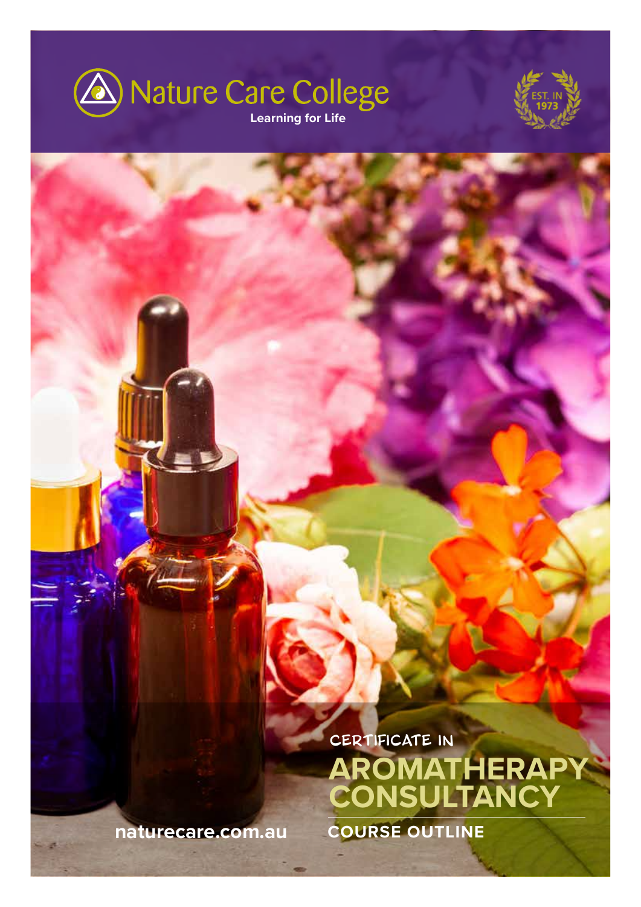Nature Care College

Learning for Life

EST. IN 1973

CERTIFICATE IN

# AROMATHERAPY CONSULTANCY

## COURSE OUTLINE

naturecare.com.au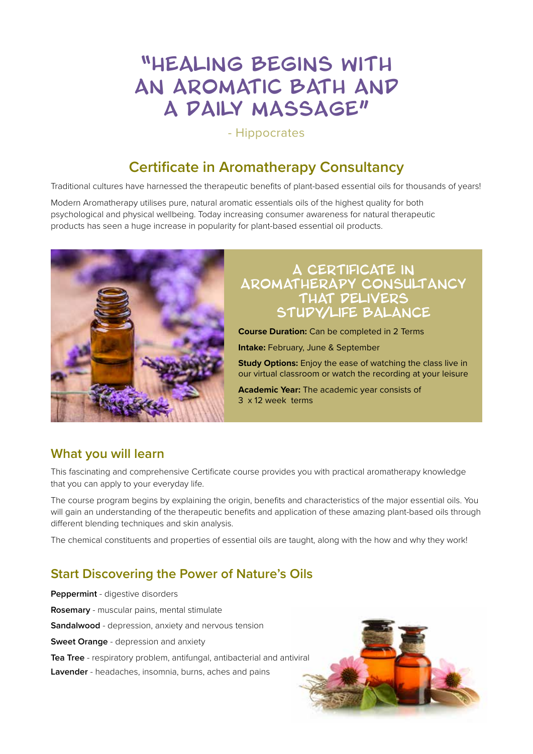# "Healing begins with an aromatic bath and a daily massage"

- Hippocrates

## Certificate in Aromatherapy Consultancy

Traditional cultures have harnessed the therapeutic benefits of plant-based essential oils for thousands of years!

Modern Aromatherapy utilises pure, natural aromatic essentials oils of the highest quality for both psychological and physical wellbeing. Today increasing consumer awareness for natural therapeutic products has seen a huge increase in popularity for plant-based essential oil products.

### A Certificate in Aromatherapy Consultancy that delivers Study/Life Balance

**Course Duration:** Can be completed in 2 Terms

**Intake:** February, June & September

**Study Options:** Enjoy the ease of watching the class live in our virtual classroom or watch the recording at your leisure

**Academic Year:** The academic year consists of 3 x 12 week terms

## What you will learn

This fascinating and comprehensive Certificate course provides you with practical aromatherapy knowledge that you can apply to your everyday life.

The course program begins by explaining the origin, benefits and characteristics of the major essential oils. You will gain an understanding of the therapeutic benefits and application of these amazing plant-based oils through different blending techniques and skin analysis.

The chemical constituents and properties of essential oils are taught, along with the how and why they work!

## Start Discovering the Power of Nature's Oils

**Peppermint** - digestive disorders

**Rosemary** - muscular pains, mental stimulate

**Sandalwood** - depression, anxiety and nervous tension

**Sweet Orange** - depression and anxiety

**Tea Tree** - respiratory problem, antifungal, antibacterial and antiviral

**Lavender** - headaches, insomnia, burns, aches and pains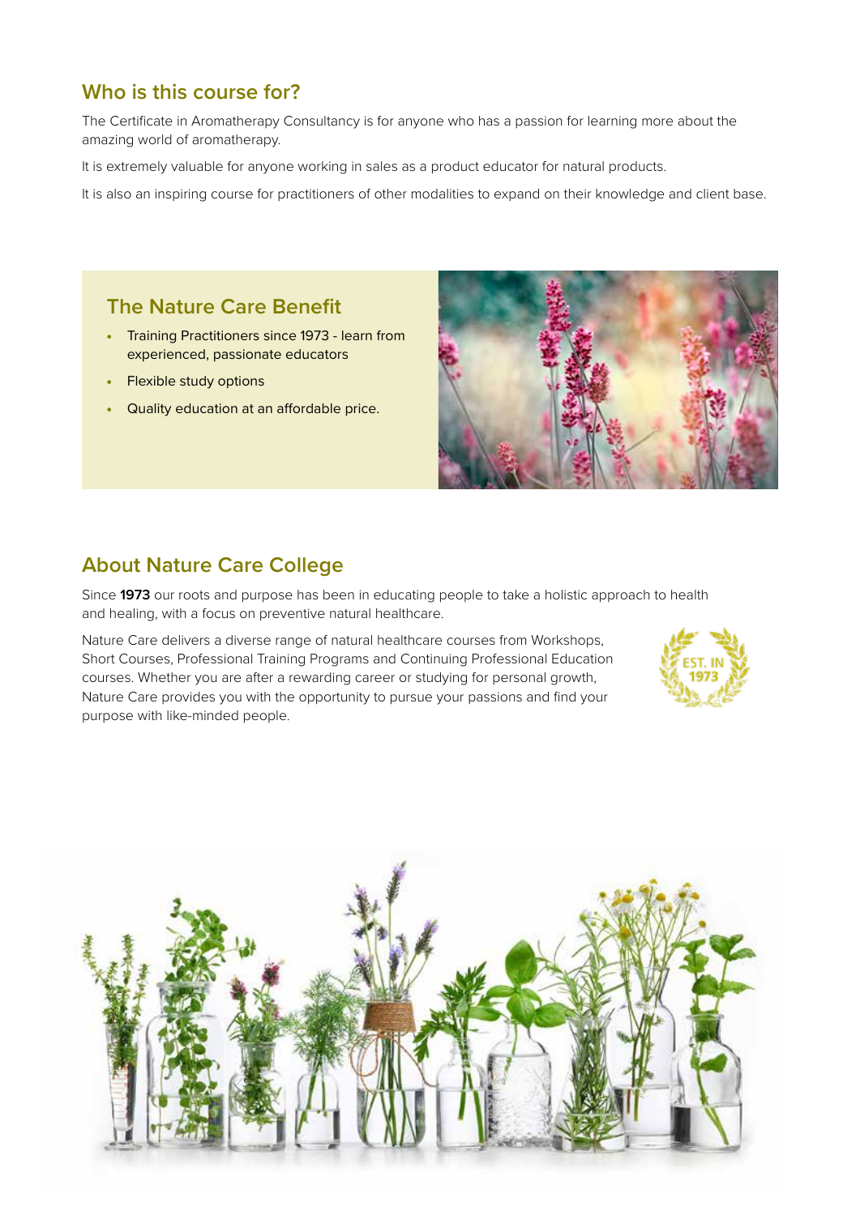## Who is this course for?

The Certificate in Aromatherapy Consultancy is for anyone who has a passion for learning more about the amazing world of aromatherapy.

It is extremely valuable for anyone working in sales as a product educator for natural products.

It is also an inspiring course for practitioners of other modalities to expand on their knowledge and client base.

### The Nature Care Benefit

- Training Practitioners since 1973 - learn from experienced, passionate educators
- Flexible study options
- Quality education at an affordable price.

## About Nature Care College

Since **1973** our roots and purpose has been in educating people to take a holistic approach to health and healing, with a focus on preventive natural healthcare.

Nature Care delivers a diverse range of natural healthcare courses from Workshops, Short Courses, Professional Training Programs and Continuing Professional Education courses. Whether you are after a rewarding career or studying for personal growth, Nature Care provides you with the opportunity to pursue your passions and find your purpose with like-minded people.

EST. IN 1973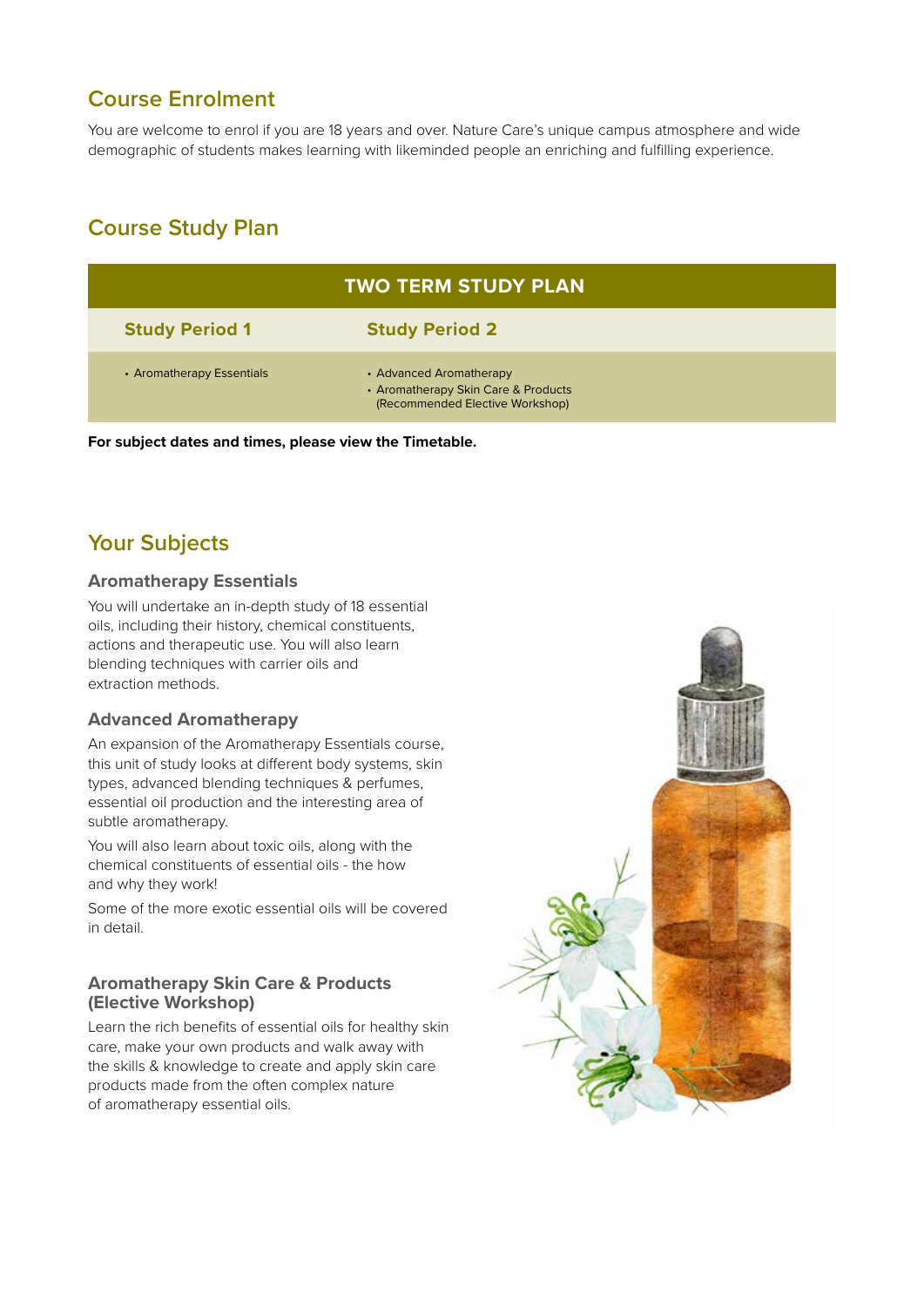## Course Enrolment

You are welcome to enrol if you are 18 years and over. Nature Care's unique campus atmosphere and wide demographic of students makes learning with likeminded people an enriching and fulfilling experience.

## Course Study Plan

| TWO TERM STUDY PLAN | |
|---|---|
| **Study Period 1** | **Study Period 2** |
| • Aromatherapy Essentials | • Advanced Aromatherapy<br>• Aromatherapy Skin Care & Products (Recommended Elective Workshop) |

**For subject dates and times, please view the Timetable.**

## Your Subjects

### Aromatherapy Essentials

You will undertake an in-depth study of 18 essential oils, including their history, chemical constituents, actions and therapeutic use. You will also learn blending techniques with carrier oils and extraction methods.

### Advanced Aromatherapy

An expansion of the Aromatherapy Essentials course, this unit of study looks at different body systems, skin types, advanced blending techniques & perfumes, essential oil production and the interesting area of subtle aromatherapy.

You will also learn about toxic oils, along with the chemical constituents of essential oils - the how and why they work!

Some of the more exotic essential oils will be covered in detail.

### Aromatherapy Skin Care & Products (Elective Workshop)

Learn the rich benefits of essential oils for healthy skin care, make your own products and walk away with the skills & knowledge to create and apply skin care products made from the often complex nature of aromatherapy essential oils.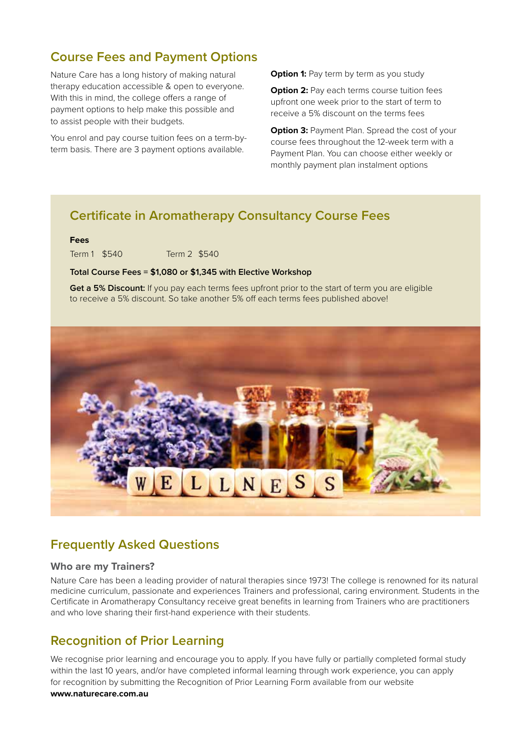## Course Fees and Payment Options

Nature Care has a long history of making natural therapy education accessible & open to everyone. With this in mind, the college offers a range of payment options to help make this possible and to assist people with their budgets.

You enrol and pay course tuition fees on a term-by-term basis. There are 3 payment options available.

**Option 1:** Pay term by term as you study

**Option 2:** Pay each terms course tuition fees upfront one week prior to the start of term to receive a 5% discount on the terms fees

**Option 3:** Payment Plan. Spread the cost of your course fees throughout the 12-week term with a Payment Plan. You can choose either weekly or monthly payment plan instalment options

### Certificate in Aromatherapy Consultancy Course Fees

**Fees**

Term 1 $540 Term 2 $540

**Total Course Fees = $1,080 or $1,345 with Elective Workshop**

**Get a 5% Discount:** If you pay each terms fees upfront prior to the start of term you are eligible to receive a 5% discount. So take another 5% off each terms fees published above!

## Frequently Asked Questions

### Who are my Trainers?

Nature Care has been a leading provider of natural therapies since 1973! The college is renowned for its natural medicine curriculum, passionate and experiences Trainers and professional, caring environment. Students in the Certificate in Aromatherapy Consultancy receive great benefits in learning from Trainers who are practitioners and who love sharing their first-hand experience with their students.

## Recognition of Prior Learning

We recognise prior learning and encourage you to apply. If you have fully or partially completed formal study within the last 10 years, and/or have completed informal learning through work experience, you can apply for recognition by submitting the Recognition of Prior Learning Form available from our website **www.naturecare.com.au**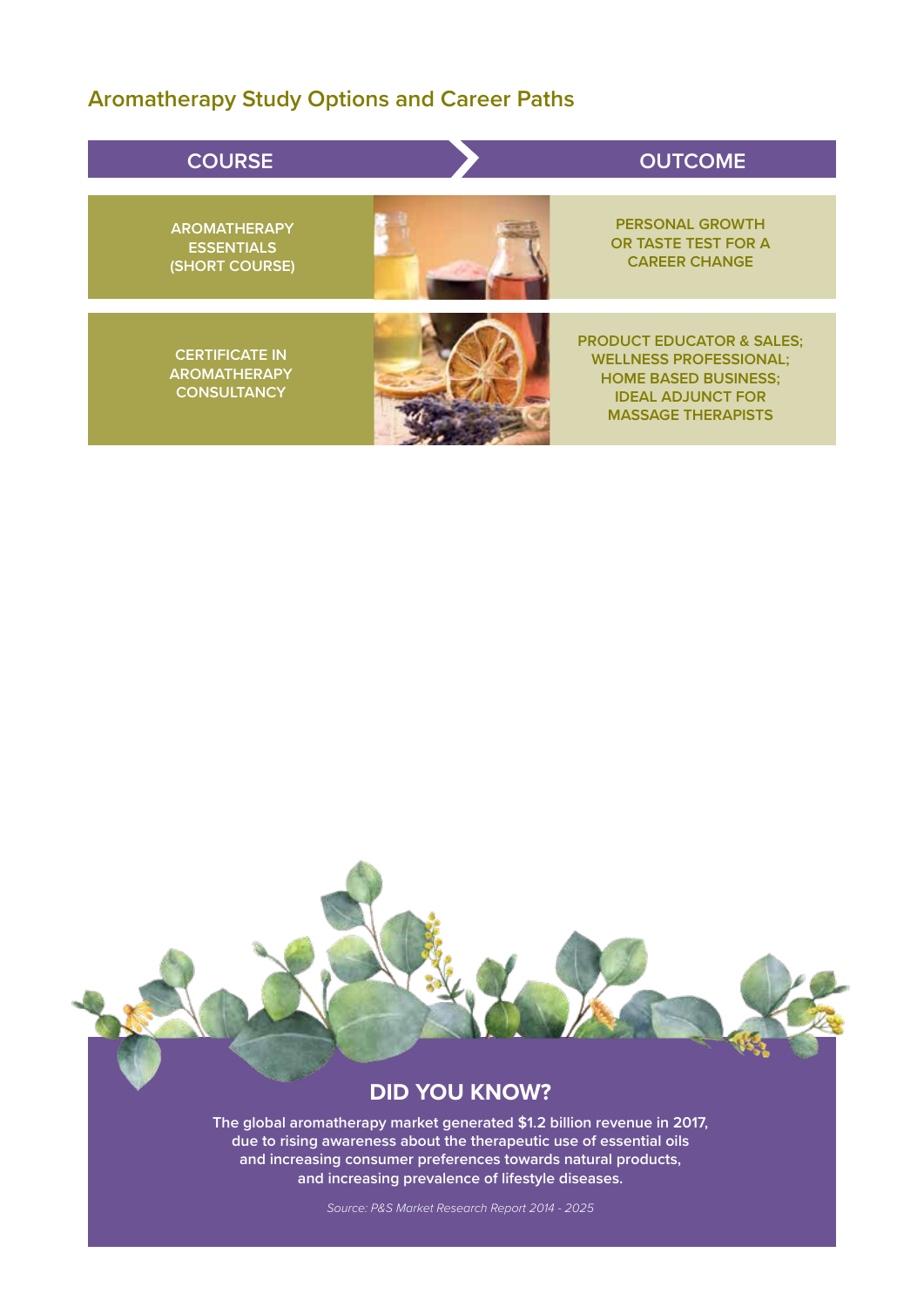## Aromatherapy Study Options and Career Paths

| COURSE | OUTCOME |
| --- | --- |
| AROMATHERAPY ESSENTIALS (SHORT COURSE) | PERSONAL GROWTH OR TASTE TEST FOR A CAREER CHANGE |
| CERTIFICATE IN AROMATHERAPY CONSULTANCY | PRODUCT EDUCATOR & SALES; WELLNESS PROFESSIONAL; HOME BASED BUSINESS; IDEAL ADJUNCT FOR MASSAGE THERAPISTS |

## DID YOU KNOW?

**The global aromatherapy market generated $1.2 billion revenue in 2017, due to rising awareness about the therapeutic use of essential oils and increasing consumer preferences towards natural products, and increasing prevalence of lifestyle diseases.**

*Source: P&S Market Research Report 2014 - 2025*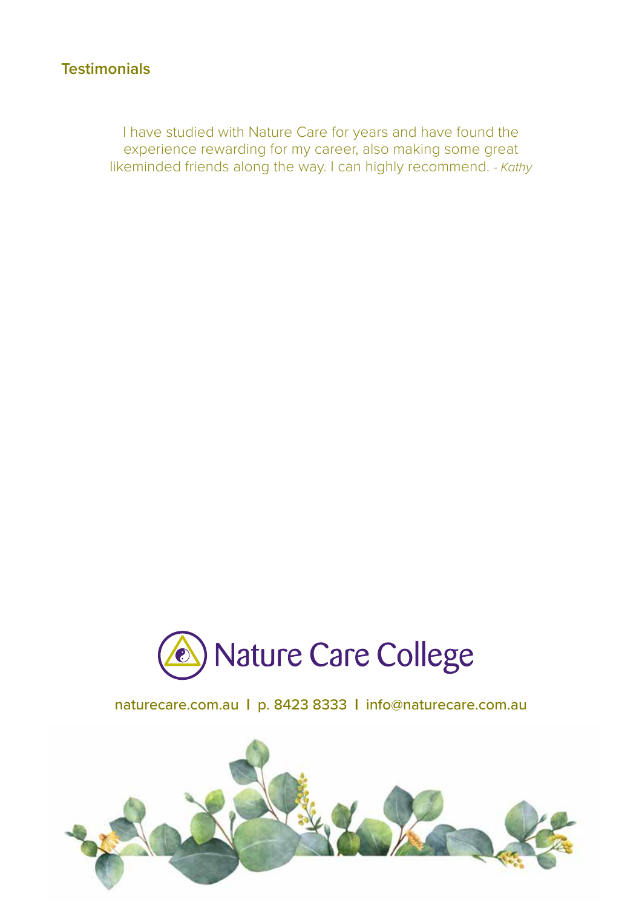## Testimonials

I have studied with Nature Care for years and have found the experience rewarding for my career, also making some great likeminded friends along the way. I can highly recommend. - *Kathy*

Nature Care College

naturecare.com.au | p. 8423 8333 | info@naturecare.com.au